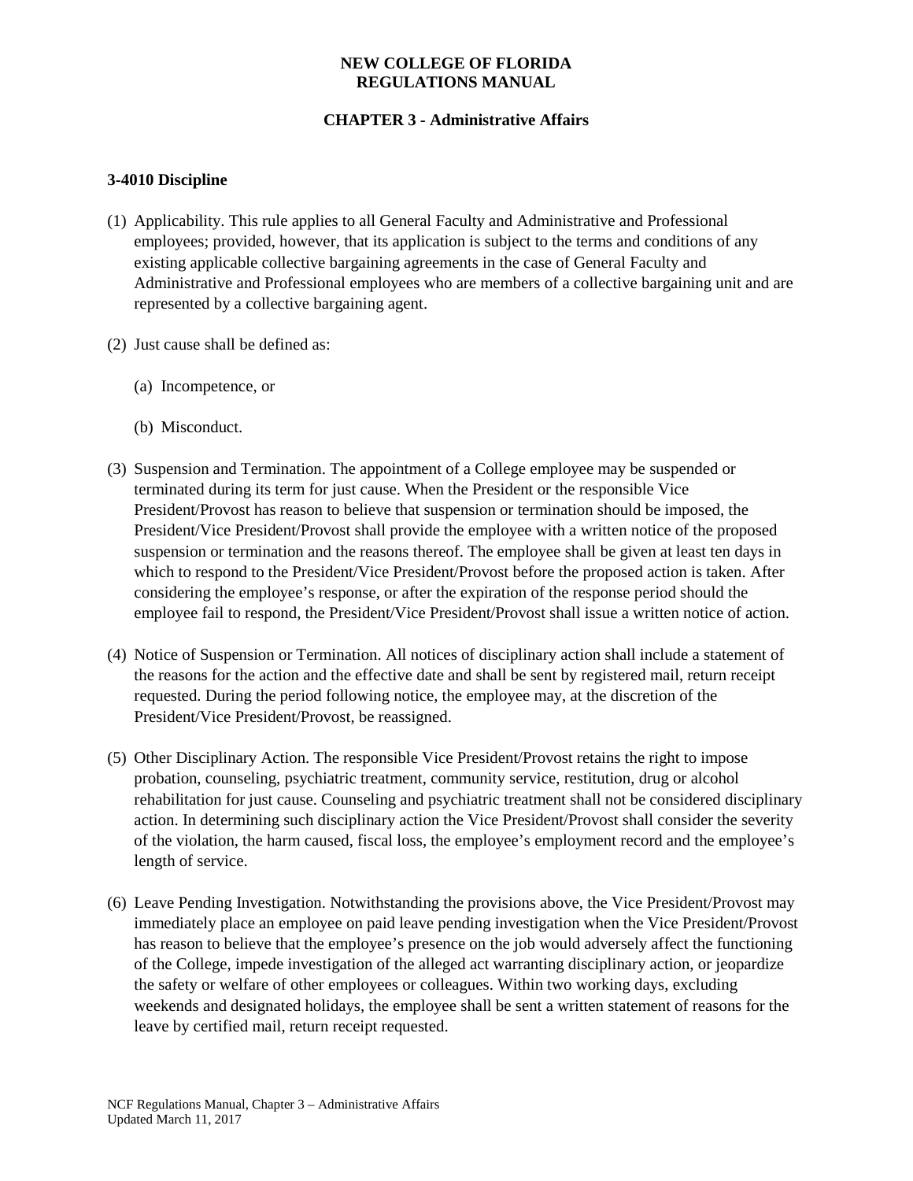**NEW COLLEGE OF FLORIDA**
**REGULATIONS MANUAL**

**CHAPTER 3 - Administrative Affairs**

### 3-4010 Discipline

(1) Applicability. This rule applies to all General Faculty and Administrative and Professional employees; provided, however, that its application is subject to the terms and conditions of any existing applicable collective bargaining agreements in the case of General Faculty and Administrative and Professional employees who are members of a collective bargaining unit and are represented by a collective bargaining agent.

(2) Just cause shall be defined as:

   (a) Incompetence, or

   (b) Misconduct.

(3) Suspension and Termination. The appointment of a College employee may be suspended or terminated during its term for just cause. When the President or the responsible Vice President/Provost has reason to believe that suspension or termination should be imposed, the President/Vice President/Provost shall provide the employee with a written notice of the proposed suspension or termination and the reasons thereof. The employee shall be given at least ten days in which to respond to the President/Vice President/Provost before the proposed action is taken. After considering the employee's response, or after the expiration of the response period should the employee fail to respond, the President/Vice President/Provost shall issue a written notice of action.

(4) Notice of Suspension or Termination. All notices of disciplinary action shall include a statement of the reasons for the action and the effective date and shall be sent by registered mail, return receipt requested. During the period following notice, the employee may, at the discretion of the President/Vice President/Provost, be reassigned.

(5) Other Disciplinary Action. The responsible Vice President/Provost retains the right to impose probation, counseling, psychiatric treatment, community service, restitution, drug or alcohol rehabilitation for just cause. Counseling and psychiatric treatment shall not be considered disciplinary action. In determining such disciplinary action the Vice President/Provost shall consider the severity of the violation, the harm caused, fiscal loss, the employee's employment record and the employee's length of service.

(6) Leave Pending Investigation. Notwithstanding the provisions above, the Vice President/Provost may immediately place an employee on paid leave pending investigation when the Vice President/Provost has reason to believe that the employee's presence on the job would adversely affect the functioning of the College, impede investigation of the alleged act warranting disciplinary action, or jeopardize the safety or welfare of other employees or colleagues. Within two working days, excluding weekends and designated holidays, the employee shall be sent a written statement of reasons for the leave by certified mail, return receipt requested.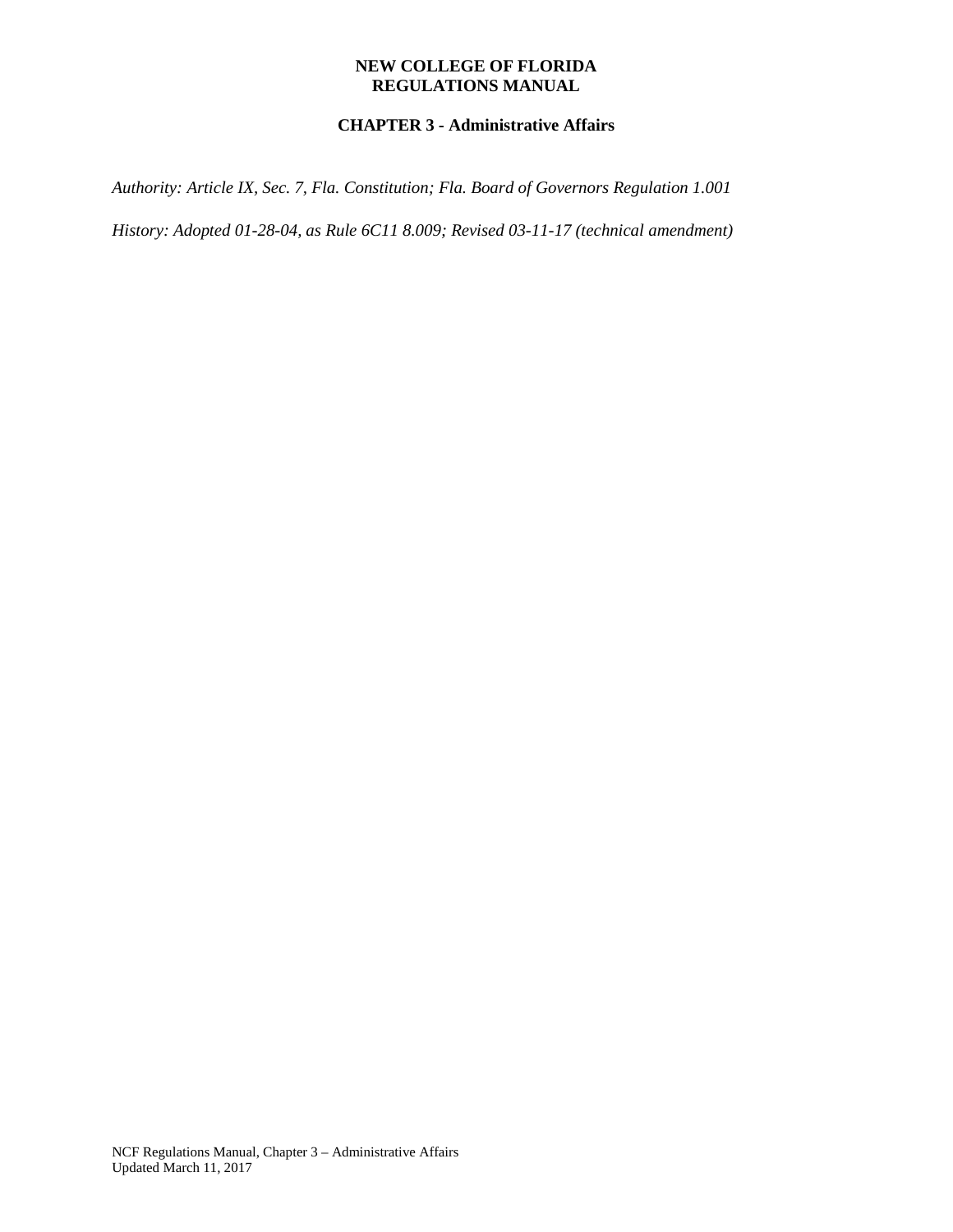**NEW COLLEGE OF FLORIDA**
**REGULATIONS MANUAL**

**CHAPTER 3 - Administrative Affairs**

*Authority: Article IX, Sec. 7, Fla. Constitution; Fla. Board of Governors Regulation 1.001*

*History: Adopted 01-28-04, as Rule 6C11 8.009; Revised 03-11-17 (technical amendment)*